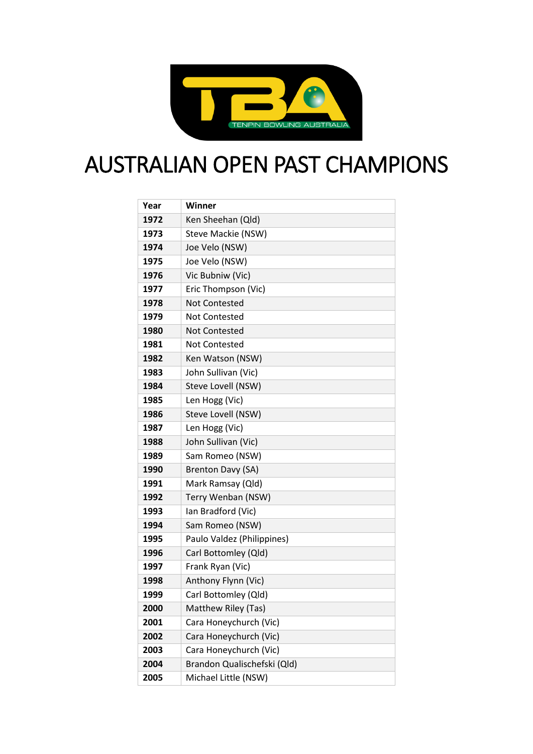# AUSTRALIAN OPEN PAST CHAMPIONS

| Year | Winner |
|---|---|
| 1972 | Ken Sheehan (Qld) |
| 1973 | Steve Mackie (NSW) |
| 1974 | Joe Velo (NSW) |
| 1975 | Joe Velo (NSW) |
| 1976 | Vic Bubniw (Vic) |
| 1977 | Eric Thompson (Vic) |
| 1978 | Not Contested |
| 1979 | Not Contested |
| 1980 | Not Contested |
| 1981 | Not Contested |
| 1982 | Ken Watson (NSW) |
| 1983 | John Sullivan (Vic) |
| 1984 | Steve Lovell (NSW) |
| 1985 | Len Hogg (Vic) |
| 1986 | Steve Lovell (NSW) |
| 1987 | Len Hogg (Vic) |
| 1988 | John Sullivan (Vic) |
| 1989 | Sam Romeo (NSW) |
| 1990 | Brenton Davy (SA) |
| 1991 | Mark Ramsay (Qld) |
| 1992 | Terry Wenban (NSW) |
| 1993 | Ian Bradford (Vic) |
| 1994 | Sam Romeo (NSW) |
| 1995 | Paulo Valdez (Philippines) |
| 1996 | Carl Bottomley (Qld) |
| 1997 | Frank Ryan (Vic) |
| 1998 | Anthony Flynn (Vic) |
| 1999 | Carl Bottomley (Qld) |
| 2000 | Matthew Riley (Tas) |
| 2001 | Cara Honeychurch (Vic) |
| 2002 | Cara Honeychurch (Vic) |
| 2003 | Cara Honeychurch (Vic) |
| 2004 | Brandon Qualischefski (Qld) |
| 2005 | Michael Little (NSW) |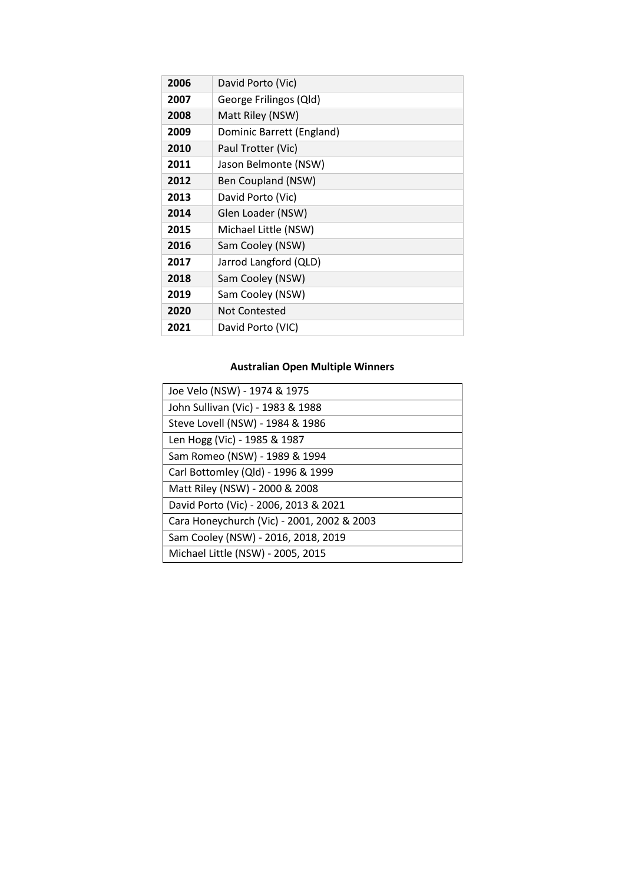| | |
|---|---|
| **2006** | David Porto (Vic) |
| **2007** | George Frilingos (Qld) |
| **2008** | Matt Riley (NSW) |
| **2009** | Dominic Barrett (England) |
| **2010** | Paul Trotter (Vic) |
| **2011** | Jason Belmonte (NSW) |
| **2012** | Ben Coupland (NSW) |
| **2013** | David Porto (Vic) |
| **2014** | Glen Loader (NSW) |
| **2015** | Michael Little (NSW) |
| **2016** | Sam Cooley (NSW) |
| **2017** | Jarrod Langford (QLD) |
| **2018** | Sam Cooley (NSW) |
| **2019** | Sam Cooley (NSW) |
| **2020** | Not Contested |
| **2021** | David Porto (VIC) |

**Australian Open Multiple Winners**

| |
|---|
| Joe Velo (NSW) - 1974 & 1975 |
| John Sullivan (Vic) - 1983 & 1988 |
| Steve Lovell (NSW) - 1984 & 1986 |
| Len Hogg (Vic) - 1985 & 1987 |
| Sam Romeo (NSW) - 1989 & 1994 |
| Carl Bottomley (Qld) - 1996 & 1999 |
| Matt Riley (NSW) - 2000 & 2008 |
| David Porto (Vic) - 2006, 2013 & 2021 |
| Cara Honeychurch (Vic) - 2001, 2002 & 2003 |
| Sam Cooley (NSW) - 2016, 2018, 2019 |
| Michael Little (NSW) - 2005, 2015 |